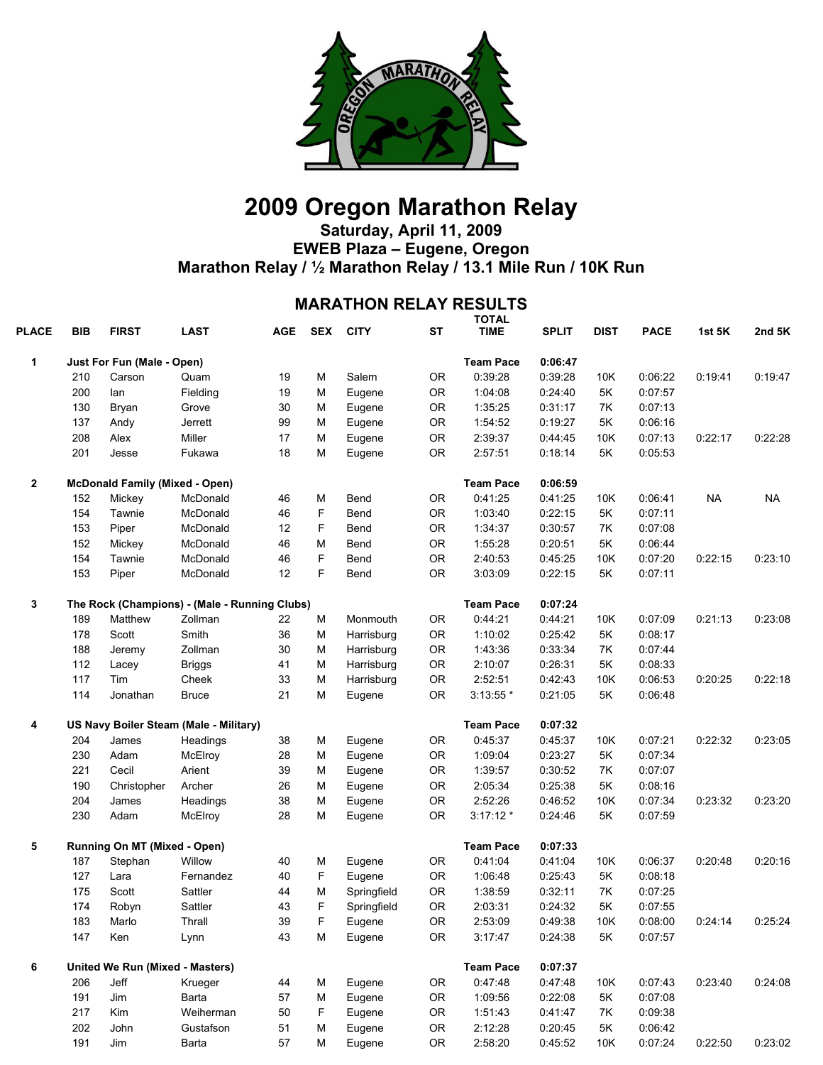# 2009 Oregon Marathon Relay

**Saturday, April 11, 2009**
**EWEB Plaza – Eugene, Oregon**
**Marathon Relay / ½ Marathon Relay / 13.1 Mile Run / 10K Run**

## MARATHON RELAY RESULTS

| PLACE | BIB | FIRST | LAST | AGE | SEX | CITY | ST | TOTAL TIME | SPLIT | DIST | PACE | 1st 5K | 2nd 5K |
|---|---|---|---|---|---|---|---|---|---|---|---|---|---|
| **1** | **Just For Fun (Male - Open)** | | | | | | | **Team Pace** | **0:06:47** | | | | |
| | 210 | Carson | Quam | 19 | M | Salem | OR | 0:39:28 | 0:39:28 | 10K | 0:06:22 | 0:19:41 | 0:19:47 |
| | 200 | Ian | Fielding | 19 | M | Eugene | OR | 1:04:08 | 0:24:40 | 5K | 0:07:57 | | |
| | 130 | Bryan | Grove | 30 | M | Eugene | OR | 1:35:25 | 0:31:17 | 7K | 0:07:13 | | |
| | 137 | Andy | Jerrett | 99 | M | Eugene | OR | 1:54:52 | 0:19:27 | 5K | 0:06:16 | | |
| | 208 | Alex | Miller | 17 | M | Eugene | OR | 2:39:37 | 0:44:45 | 10K | 0:07:13 | 0:22:17 | 0:22:28 |
| | 201 | Jesse | Fukawa | 18 | M | Eugene | OR | 2:57:51 | 0:18:14 | 5K | 0:05:53 | | |
| **2** | **McDonald Family (Mixed - Open)** | | | | | | | **Team Pace** | **0:06:59** | | | | |
| | 152 | Mickey | McDonald | 46 | M | Bend | OR | 0:41:25 | 0:41:25 | 10K | 0:06:41 | NA | NA |
| | 154 | Tawnie | McDonald | 46 | F | Bend | OR | 1:03:40 | 0:22:15 | 5K | 0:07:11 | | |
| | 153 | Piper | McDonald | 12 | F | Bend | OR | 1:34:37 | 0:30:57 | 7K | 0:07:08 | | |
| | 152 | Mickey | McDonald | 46 | M | Bend | OR | 1:55:28 | 0:20:51 | 5K | 0:06:44 | | |
| | 154 | Tawnie | McDonald | 46 | F | Bend | OR | 2:40:53 | 0:45:25 | 10K | 0:07:20 | 0:22:15 | 0:23:10 |
| | 153 | Piper | McDonald | 12 | F | Bend | OR | 3:03:09 | 0:22:15 | 5K | 0:07:11 | | |
| **3** | **The Rock (Champions) - (Male - Running Clubs)** | | | | | | | **Team Pace** | **0:07:24** | | | | |
| | 189 | Matthew | Zollman | 22 | M | Monmouth | OR | 0:44:21 | 0:44:21 | 10K | 0:07:09 | 0:21:13 | 0:23:08 |
| | 178 | Scott | Smith | 36 | M | Harrisburg | OR | 1:10:02 | 0:25:42 | 5K | 0:08:17 | | |
| | 188 | Jeremy | Zollman | 30 | M | Harrisburg | OR | 1:43:36 | 0:33:34 | 7K | 0:07:44 | | |
| | 112 | Lacey | Briggs | 41 | M | Harrisburg | OR | 2:10:07 | 0:26:31 | 5K | 0:08:33 | | |
| | 117 | Tim | Cheek | 33 | M | Harrisburg | OR | 2:52:51 | 0:42:43 | 10K | 0:06:53 | 0:20:25 | 0:22:18 |
| | 114 | Jonathan | Bruce | 21 | M | Eugene | OR | 3:13:55 * | 0:21:05 | 5K | 0:06:48 | | |
| **4** | **US Navy Boiler Steam (Male - Military)** | | | | | | | **Team Pace** | **0:07:32** | | | | |
| | 204 | James | Headings | 38 | M | Eugene | OR | 0:45:37 | 0:45:37 | 10K | 0:07:21 | 0:22:32 | 0:23:05 |
| | 230 | Adam | McElroy | 28 | M | Eugene | OR | 1:09:04 | 0:23:27 | 5K | 0:07:34 | | |
| | 221 | Cecil | Arient | 39 | M | Eugene | OR | 1:39:57 | 0:30:52 | 7K | 0:07:07 | | |
| | 190 | Christopher | Archer | 26 | M | Eugene | OR | 2:05:34 | 0:25:38 | 5K | 0:08:16 | | |
| | 204 | James | Headings | 38 | M | Eugene | OR | 2:52:26 | 0:46:52 | 10K | 0:07:34 | 0:23:32 | 0:23:20 |
| | 230 | Adam | McElroy | 28 | M | Eugene | OR | 3:17:12 * | 0:24:46 | 5K | 0:07:59 | | |
| **5** | **Running On MT (Mixed - Open)** | | | | | | | **Team Pace** | **0:07:33** | | | | |
| | 187 | Stephan | Willow | 40 | M | Eugene | OR | 0:41:04 | 0:41:04 | 10K | 0:06:37 | 0:20:48 | 0:20:16 |
| | 127 | Lara | Fernandez | 40 | F | Eugene | OR | 1:06:48 | 0:25:43 | 5K | 0:08:18 | | |
| | 175 | Scott | Sattler | 44 | M | Springfield | OR | 1:38:59 | 0:32:11 | 7K | 0:07:25 | | |
| | 174 | Robyn | Sattler | 43 | F | Springfield | OR | 2:03:31 | 0:24:32 | 5K | 0:07:55 | | |
| | 183 | Marlo | Thrall | 39 | F | Eugene | OR | 2:53:09 | 0:49:38 | 10K | 0:08:00 | 0:24:14 | 0:25:24 |
| | 147 | Ken | Lynn | 43 | M | Eugene | OR | 3:17:47 | 0:24:38 | 5K | 0:07:57 | | |
| **6** | **United We Run (Mixed - Masters)** | | | | | | | **Team Pace** | **0:07:37** | | | | |
| | 206 | Jeff | Krueger | 44 | M | Eugene | OR | 0:47:48 | 0:47:48 | 10K | 0:07:43 | 0:23:40 | 0:24:08 |
| | 191 | Jim | Barta | 57 | M | Eugene | OR | 1:09:56 | 0:22:08 | 5K | 0:07:08 | | |
| | 217 | Kim | Weiherman | 50 | F | Eugene | OR | 1:51:43 | 0:41:47 | 7K | 0:09:38 | | |
| | 202 | John | Gustafson | 51 | M | Eugene | OR | 2:12:28 | 0:20:45 | 5K | 0:06:42 | | |
| | 191 | Jim | Barta | 57 | M | Eugene | OR | 2:58:20 | 0:45:52 | 10K | 0:07:24 | 0:22:50 | 0:23:02 |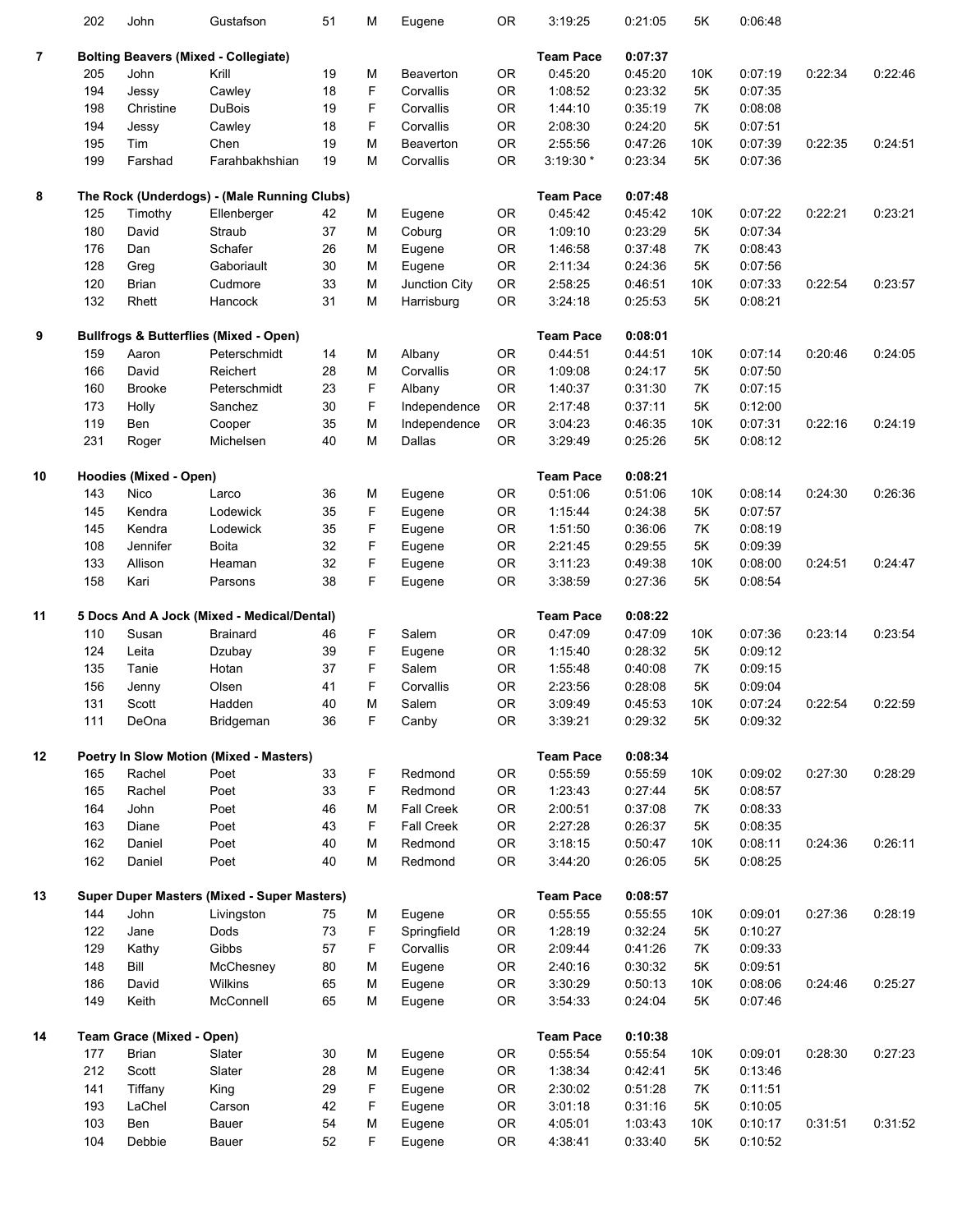| Place | Bib | First | Last | Age | Sex | City | State | Elapsed | Leg Time | Dist | Pace | | |
|---|---|---|---|---|---|---|---|---|---|---|---|---|---|
| | 202 | John | Gustafson | 51 | M | Eugene | OR | 3:19:25 | 0:21:05 | 5K | 0:06:48 | | |
| 7 | **Bolting Beavers (Mixed - Collegiate)** | | | | | | | **Team Pace** | **0:07:37** | | | | |
| | 205 | John | Krill | 19 | M | Beaverton | OR | 0:45:20 | 0:45:20 | 10K | 0:07:19 | 0:22:34 | 0:22:46 |
| | 194 | Jessy | Cawley | 18 | F | Corvallis | OR | 1:08:52 | 0:23:32 | 5K | 0:07:35 | | |
| | 198 | Christine | DuBois | 19 | F | Corvallis | OR | 1:44:10 | 0:35:19 | 7K | 0:08:08 | | |
| | 194 | Jessy | Cawley | 18 | F | Corvallis | OR | 2:08:30 | 0:24:20 | 5K | 0:07:51 | | |
| | 195 | Tim | Chen | 19 | M | Beaverton | OR | 2:55:56 | 0:47:26 | 10K | 0:07:39 | 0:22:35 | 0:24:51 |
| | 199 | Farshad | Farahbakhshian | 19 | M | Corvallis | OR | 3:19:30 * | 0:23:34 | 5K | 0:07:36 | | |
| 8 | **The Rock (Underdogs) - (Male Running Clubs)** | | | | | | | **Team Pace** | **0:07:48** | | | | |
| | 125 | Timothy | Ellenberger | 42 | M | Eugene | OR | 0:45:42 | 0:45:42 | 10K | 0:07:22 | 0:22:21 | 0:23:21 |
| | 180 | David | Straub | 37 | M | Coburg | OR | 1:09:10 | 0:23:29 | 5K | 0:07:34 | | |
| | 176 | Dan | Schafer | 26 | M | Eugene | OR | 1:46:58 | 0:37:48 | 7K | 0:08:43 | | |
| | 128 | Greg | Gaboriault | 30 | M | Eugene | OR | 2:11:34 | 0:24:36 | 5K | 0:07:56 | | |
| | 120 | Brian | Cudmore | 33 | M | Junction City | OR | 2:58:25 | 0:46:51 | 10K | 0:07:33 | 0:22:54 | 0:23:57 |
| | 132 | Rhett | Hancock | 31 | M | Harrisburg | OR | 3:24:18 | 0:25:53 | 5K | 0:08:21 | | |
| 9 | **Bullfrogs & Butterflies (Mixed - Open)** | | | | | | | **Team Pace** | **0:08:01** | | | | |
| | 159 | Aaron | Peterschmidt | 14 | M | Albany | OR | 0:44:51 | 0:44:51 | 10K | 0:07:14 | 0:20:46 | 0:24:05 |
| | 166 | David | Reichert | 28 | M | Corvallis | OR | 1:09:08 | 0:24:17 | 5K | 0:07:50 | | |
| | 160 | Brooke | Peterschmidt | 23 | F | Albany | OR | 1:40:37 | 0:31:30 | 7K | 0:07:15 | | |
| | 173 | Holly | Sanchez | 30 | F | Independence | OR | 2:17:48 | 0:37:11 | 5K | 0:12:00 | | |
| | 119 | Ben | Cooper | 35 | M | Independence | OR | 3:04:23 | 0:46:35 | 10K | 0:07:31 | 0:22:16 | 0:24:19 |
| | 231 | Roger | Michelsen | 40 | M | Dallas | OR | 3:29:49 | 0:25:26 | 5K | 0:08:12 | | |
| 10 | **Hoodies (Mixed - Open)** | | | | | | | **Team Pace** | **0:08:21** | | | | |
| | 143 | Nico | Larco | 36 | M | Eugene | OR | 0:51:06 | 0:51:06 | 10K | 0:08:14 | 0:24:30 | 0:26:36 |
| | 145 | Kendra | Lodewick | 35 | F | Eugene | OR | 1:15:44 | 0:24:38 | 5K | 0:07:57 | | |
| | 145 | Kendra | Lodewick | 35 | F | Eugene | OR | 1:51:50 | 0:36:06 | 7K | 0:08:19 | | |
| | 108 | Jennifer | Boita | 32 | F | Eugene | OR | 2:21:45 | 0:29:55 | 5K | 0:09:39 | | |
| | 133 | Allison | Heaman | 32 | F | Eugene | OR | 3:11:23 | 0:49:38 | 10K | 0:08:00 | 0:24:51 | 0:24:47 |
| | 158 | Kari | Parsons | 38 | F | Eugene | OR | 3:38:59 | 0:27:36 | 5K | 0:08:54 | | |
| 11 | **5 Docs And A Jock (Mixed - Medical/Dental)** | | | | | | | **Team Pace** | **0:08:22** | | | | |
| | 110 | Susan | Brainard | 46 | F | Salem | OR | 0:47:09 | 0:47:09 | 10K | 0:07:36 | 0:23:14 | 0:23:54 |
| | 124 | Leita | Dzubay | 39 | F | Eugene | OR | 1:15:40 | 0:28:32 | 5K | 0:09:12 | | |
| | 135 | Tanie | Hotan | 37 | F | Salem | OR | 1:55:48 | 0:40:08 | 7K | 0:09:15 | | |
| | 156 | Jenny | Olsen | 41 | F | Corvallis | OR | 2:23:56 | 0:28:08 | 5K | 0:09:04 | | |
| | 131 | Scott | Hadden | 40 | M | Salem | OR | 3:09:49 | 0:45:53 | 10K | 0:07:24 | 0:22:54 | 0:22:59 |
| | 111 | DeOna | Bridgeman | 36 | F | Canby | OR | 3:39:21 | 0:29:32 | 5K | 0:09:32 | | |
| 12 | **Poetry In Slow Motion (Mixed - Masters)** | | | | | | | **Team Pace** | **0:08:34** | | | | |
| | 165 | Rachel | Poet | 33 | F | Redmond | OR | 0:55:59 | 0:55:59 | 10K | 0:09:02 | 0:27:30 | 0:28:29 |
| | 165 | Rachel | Poet | 33 | F | Redmond | OR | 1:23:43 | 0:27:44 | 5K | 0:08:57 | | |
| | 164 | John | Poet | 46 | M | Fall Creek | OR | 2:00:51 | 0:37:08 | 7K | 0:08:33 | | |
| | 163 | Diane | Poet | 43 | F | Fall Creek | OR | 2:27:28 | 0:26:37 | 5K | 0:08:35 | | |
| | 162 | Daniel | Poet | 40 | M | Redmond | OR | 3:18:15 | 0:50:47 | 10K | 0:08:11 | 0:24:36 | 0:26:11 |
| | 162 | Daniel | Poet | 40 | M | Redmond | OR | 3:44:20 | 0:26:05 | 5K | 0:08:25 | | |
| 13 | **Super Duper Masters (Mixed - Super Masters)** | | | | | | | **Team Pace** | **0:08:57** | | | | |
| | 144 | John | Livingston | 75 | M | Eugene | OR | 0:55:55 | 0:55:55 | 10K | 0:09:01 | 0:27:36 | 0:28:19 |
| | 122 | Jane | Dods | 73 | F | Springfield | OR | 1:28:19 | 0:32:24 | 5K | 0:10:27 | | |
| | 129 | Kathy | Gibbs | 57 | F | Corvallis | OR | 2:09:44 | 0:41:26 | 7K | 0:09:33 | | |
| | 148 | Bill | McChesney | 80 | M | Eugene | OR | 2:40:16 | 0:30:32 | 5K | 0:09:51 | | |
| | 186 | David | Wilkins | 65 | M | Eugene | OR | 3:30:29 | 0:50:13 | 10K | 0:08:06 | 0:24:46 | 0:25:27 |
| | 149 | Keith | McConnell | 65 | M | Eugene | OR | 3:54:33 | 0:24:04 | 5K | 0:07:46 | | |
| 14 | **Team Grace (Mixed - Open)** | | | | | | | **Team Pace** | **0:10:38** | | | | |
| | 177 | Brian | Slater | 30 | M | Eugene | OR | 0:55:54 | 0:55:54 | 10K | 0:09:01 | 0:28:30 | 0:27:23 |
| | 212 | Scott | Slater | 28 | M | Eugene | OR | 1:38:34 | 0:42:41 | 5K | 0:13:46 | | |
| | 141 | Tiffany | King | 29 | F | Eugene | OR | 2:30:02 | 0:51:28 | 7K | 0:11:51 | | |
| | 193 | LaChel | Carson | 42 | F | Eugene | OR | 3:01:18 | 0:31:16 | 5K | 0:10:05 | | |
| | 103 | Ben | Bauer | 54 | M | Eugene | OR | 4:05:01 | 1:03:43 | 10K | 0:10:17 | 0:31:51 | 0:31:52 |
| | 104 | Debbie | Bauer | 52 | F | Eugene | OR | 4:38:41 | 0:33:40 | 5K | 0:10:52 | | |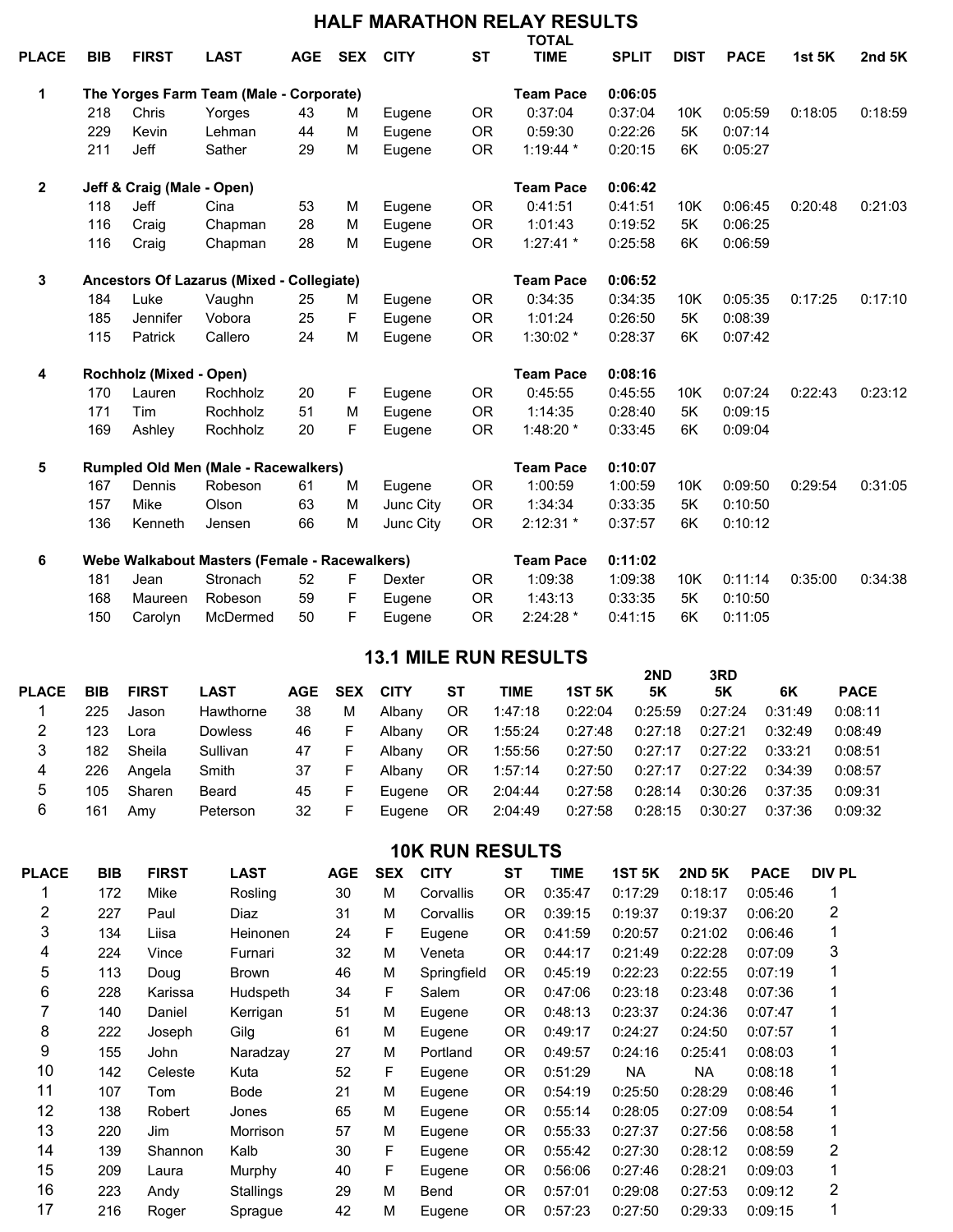## HALF MARATHON RELAY RESULTS

| PLACE | BIB | FIRST | LAST | AGE | SEX | CITY | ST | TOTAL TIME | SPLIT | DIST | PACE | 1st 5K | 2nd 5K |
|---|---|---|---|---|---|---|---|---|---|---|---|---|---|
| 1 | The Yorges Farm Team (Male - Corporate) | | | | | | | Team Pace | 0:06:05 | | | | |
| | 218 | Chris | Yorges | 43 | M | Eugene | OR | 0:37:04 | 0:37:04 | 10K | 0:05:59 | 0:18:05 | 0:18:59 |
| | 229 | Kevin | Lehman | 44 | M | Eugene | OR | 0:59:30 | 0:22:26 | 5K | 0:07:14 | | |
| | 211 | Jeff | Sather | 29 | M | Eugene | OR | 1:19:44 * | 0:20:15 | 6K | 0:05:27 | | |
| 2 | Jeff & Craig (Male - Open) | | | | | | | Team Pace | 0:06:42 | | | | |
| | 118 | Jeff | Cina | 53 | M | Eugene | OR | 0:41:51 | 0:41:51 | 10K | 0:06:45 | 0:20:48 | 0:21:03 |
| | 116 | Craig | Chapman | 28 | M | Eugene | OR | 1:01:43 | 0:19:52 | 5K | 0:06:25 | | |
| | 116 | Craig | Chapman | 28 | M | Eugene | OR | 1:27:41 * | 0:25:58 | 6K | 0:06:59 | | |
| 3 | Ancestors Of Lazarus (Mixed - Collegiate) | | | | | | | Team Pace | 0:06:52 | | | | |
| | 184 | Luke | Vaughn | 25 | M | Eugene | OR | 0:34:35 | 0:34:35 | 10K | 0:05:35 | 0:17:25 | 0:17:10 |
| | 185 | Jennifer | Vobora | 25 | F | Eugene | OR | 1:01:24 | 0:26:50 | 5K | 0:08:39 | | |
| | 115 | Patrick | Callero | 24 | M | Eugene | OR | 1:30:02 * | 0:28:37 | 6K | 0:07:42 | | |
| 4 | Rochholz (Mixed - Open) | | | | | | | Team Pace | 0:08:16 | | | | |
| | 170 | Lauren | Rochholz | 20 | F | Eugene | OR | 0:45:55 | 0:45:55 | 10K | 0:07:24 | 0:22:43 | 0:23:12 |
| | 171 | Tim | Rochholz | 51 | M | Eugene | OR | 1:14:35 | 0:28:40 | 5K | 0:09:15 | | |
| | 169 | Ashley | Rochholz | 20 | F | Eugene | OR | 1:48:20 * | 0:33:45 | 6K | 0:09:04 | | |
| 5 | Rumpled Old Men (Male - Racewalkers) | | | | | | | Team Pace | 0:10:07 | | | | |
| | 167 | Dennis | Robeson | 61 | M | Eugene | OR | 1:00:59 | 1:00:59 | 10K | 0:09:50 | 0:29:54 | 0:31:05 |
| | 157 | Mike | Olson | 63 | M | Junc City | OR | 1:34:34 | 0:33:35 | 5K | 0:10:50 | | |
| | 136 | Kenneth | Jensen | 66 | M | Junc City | OR | 2:12:31 * | 0:37:57 | 6K | 0:10:12 | | |
| 6 | Webe Walkabout Masters (Female - Racewalkers) | | | | | | | Team Pace | 0:11:02 | | | | |
| | 181 | Jean | Stronach | 52 | F | Dexter | OR | 1:09:38 | 1:09:38 | 10K | 0:11:14 | 0:35:00 | 0:34:38 |
| | 168 | Maureen | Robeson | 59 | F | Eugene | OR | 1:43:13 | 0:33:35 | 5K | 0:10:50 | | |
| | 150 | Carolyn | McDermed | 50 | F | Eugene | OR | 2:24:28 * | 0:41:15 | 6K | 0:11:05 | | |

## 13.1 MILE RUN RESULTS

| PLACE | BIB | FIRST | LAST | AGE | SEX | CITY | ST | TIME | 1ST 5K | 2ND 5K | 3RD 5K | 6K | PACE |
|---|---|---|---|---|---|---|---|---|---|---|---|---|---|
| 1 | 225 | Jason | Hawthorne | 38 | M | Albany | OR | 1:47:18 | 0:22:04 | 0:25:59 | 0:27:24 | 0:31:49 | 0:08:11 |
| 2 | 123 | Lora | Dowless | 46 | F | Albany | OR | 1:55:24 | 0:27:48 | 0:27:18 | 0:27:21 | 0:32:49 | 0:08:49 |
| 3 | 182 | Sheila | Sullivan | 47 | F | Albany | OR | 1:55:56 | 0:27:50 | 0:27:17 | 0:27:22 | 0:33:21 | 0:08:51 |
| 4 | 226 | Angela | Smith | 37 | F | Albany | OR | 1:57:14 | 0:27:50 | 0:27:17 | 0:27:22 | 0:34:39 | 0:08:57 |
| 5 | 105 | Sharen | Beard | 45 | F | Eugene | OR | 2:04:44 | 0:27:58 | 0:28:14 | 0:30:26 | 0:37:35 | 0:09:31 |
| 6 | 161 | Amy | Peterson | 32 | F | Eugene | OR | 2:04:49 | 0:27:58 | 0:28:15 | 0:30:27 | 0:37:36 | 0:09:32 |

## 10K RUN RESULTS

| PLACE | BIB | FIRST | LAST | AGE | SEX | CITY | ST | TIME | 1ST 5K | 2ND 5K | PACE | DIV PL |
|---|---|---|---|---|---|---|---|---|---|---|---|---|
| 1 | 172 | Mike | Rosling | 30 | M | Corvallis | OR | 0:35:47 | 0:17:29 | 0:18:17 | 0:05:46 | 1 |
| 2 | 227 | Paul | Diaz | 31 | M | Corvallis | OR | 0:39:15 | 0:19:37 | 0:19:37 | 0:06:20 | 2 |
| 3 | 134 | Liisa | Heinonen | 24 | F | Eugene | OR | 0:41:59 | 0:20:57 | 0:21:02 | 0:06:46 | 1 |
| 4 | 224 | Vince | Furnari | 32 | M | Veneta | OR | 0:44:17 | 0:21:49 | 0:22:28 | 0:07:09 | 3 |
| 5 | 113 | Doug | Brown | 46 | M | Springfield | OR | 0:45:19 | 0:22:23 | 0:22:55 | 0:07:19 | 1 |
| 6 | 228 | Karissa | Hudspeth | 34 | F | Salem | OR | 0:47:06 | 0:23:18 | 0:23:48 | 0:07:36 | 1 |
| 7 | 140 | Daniel | Kerrigan | 51 | M | Eugene | OR | 0:48:13 | 0:23:37 | 0:24:36 | 0:07:47 | 1 |
| 8 | 222 | Joseph | Gilg | 61 | M | Eugene | OR | 0:49:17 | 0:24:27 | 0:24:50 | 0:07:57 | 1 |
| 9 | 155 | John | Naradzay | 27 | M | Portland | OR | 0:49:57 | 0:24:16 | 0:25:41 | 0:08:03 | 1 |
| 10 | 142 | Celeste | Kuta | 52 | F | Eugene | OR | 0:51:29 | NA | NA | 0:08:18 | 1 |
| 11 | 107 | Tom | Bode | 21 | M | Eugene | OR | 0:54:19 | 0:25:50 | 0:28:29 | 0:08:46 | 1 |
| 12 | 138 | Robert | Jones | 65 | M | Eugene | OR | 0:55:14 | 0:28:05 | 0:27:09 | 0:08:54 | 1 |
| 13 | 220 | Jim | Morrison | 57 | M | Eugene | OR | 0:55:33 | 0:27:37 | 0:27:56 | 0:08:58 | 1 |
| 14 | 139 | Shannon | Kalb | 30 | F | Eugene | OR | 0:55:42 | 0:27:30 | 0:28:12 | 0:08:59 | 2 |
| 15 | 209 | Laura | Murphy | 40 | F | Eugene | OR | 0:56:06 | 0:27:46 | 0:28:21 | 0:09:03 | 1 |
| 16 | 223 | Andy | Stallings | 29 | M | Bend | OR | 0:57:01 | 0:29:08 | 0:27:53 | 0:09:12 | 2 |
| 17 | 216 | Roger | Sprague | 42 | M | Eugene | OR | 0:57:23 | 0:27:50 | 0:29:33 | 0:09:15 | 1 |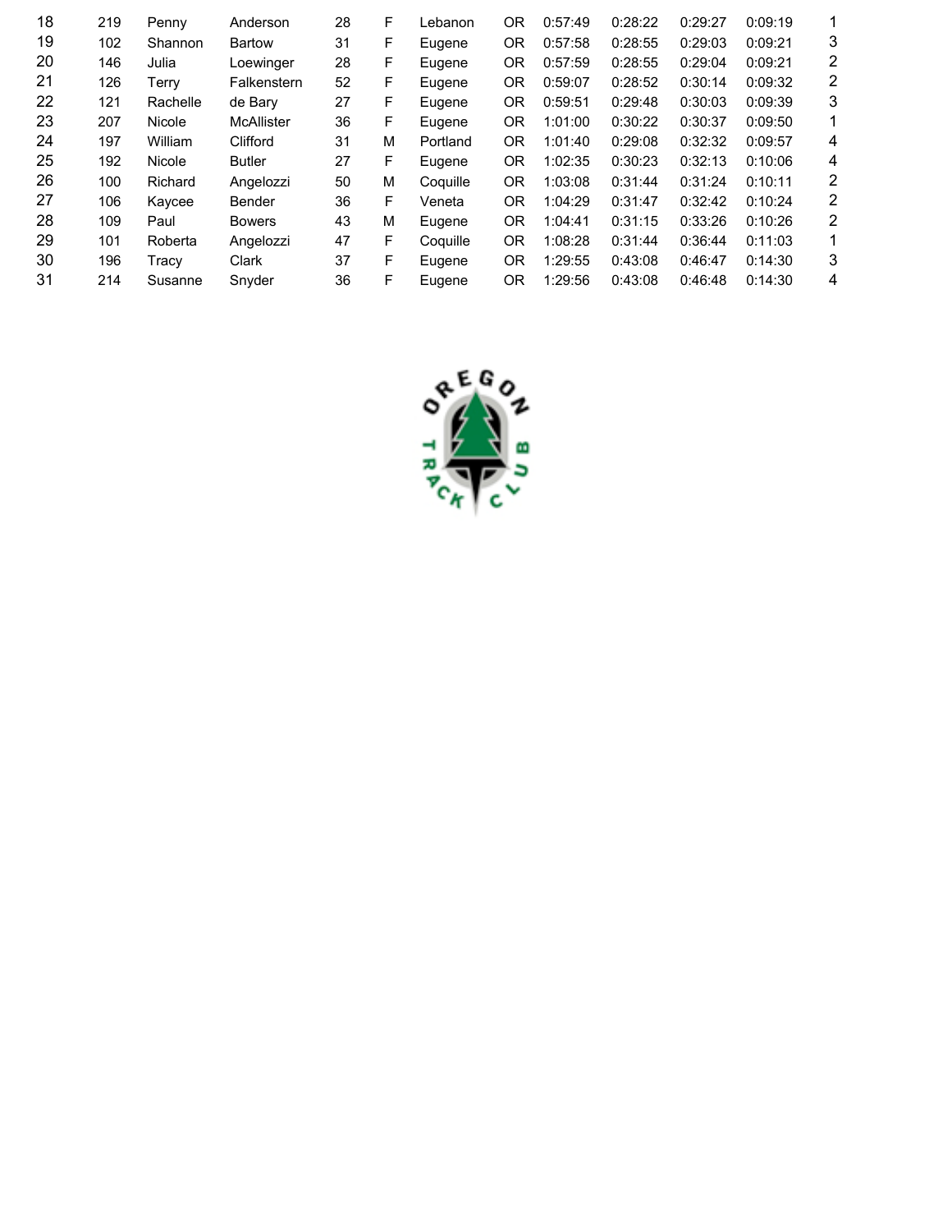| | | | | | | | | | | | | |
|---|---|---|---|---|---|---|---|---|---|---|---|---|
| 18 | 219 | Penny | Anderson | 28 | F | Lebanon | OR | 0:57:49 | 0:28:22 | 0:29:27 | 0:09:19 | 1 |
| 19 | 102 | Shannon | Bartow | 31 | F | Eugene | OR | 0:57:58 | 0:28:55 | 0:29:03 | 0:09:21 | 3 |
| 20 | 146 | Julia | Loewinger | 28 | F | Eugene | OR | 0:57:59 | 0:28:55 | 0:29:04 | 0:09:21 | 2 |
| 21 | 126 | Terry | Falkenstern | 52 | F | Eugene | OR | 0:59:07 | 0:28:52 | 0:30:14 | 0:09:32 | 2 |
| 22 | 121 | Rachelle | de Bary | 27 | F | Eugene | OR | 0:59:51 | 0:29:48 | 0:30:03 | 0:09:39 | 3 |
| 23 | 207 | Nicole | McAllister | 36 | F | Eugene | OR | 1:01:00 | 0:30:22 | 0:30:37 | 0:09:50 | 1 |
| 24 | 197 | William | Clifford | 31 | M | Portland | OR | 1:01:40 | 0:29:08 | 0:32:32 | 0:09:57 | 4 |
| 25 | 192 | Nicole | Butler | 27 | F | Eugene | OR | 1:02:35 | 0:30:23 | 0:32:13 | 0:10:06 | 4 |
| 26 | 100 | Richard | Angelozzi | 50 | M | Coquille | OR | 1:03:08 | 0:31:44 | 0:31:24 | 0:10:11 | 2 |
| 27 | 106 | Kaycee | Bender | 36 | F | Veneta | OR | 1:04:29 | 0:31:47 | 0:32:42 | 0:10:24 | 2 |
| 28 | 109 | Paul | Bowers | 43 | M | Eugene | OR | 1:04:41 | 0:31:15 | 0:33:26 | 0:10:26 | 2 |
| 29 | 101 | Roberta | Angelozzi | 47 | F | Coquille | OR | 1:08:28 | 0:31:44 | 0:36:44 | 0:11:03 | 1 |
| 30 | 196 | Tracy | Clark | 37 | F | Eugene | OR | 1:29:55 | 0:43:08 | 0:46:47 | 0:14:30 | 3 |
| 31 | 214 | Susanne | Snyder | 36 | F | Eugene | OR | 1:29:56 | 0:43:08 | 0:46:48 | 0:14:30 | 4 |

OREGON TRACK CLUB